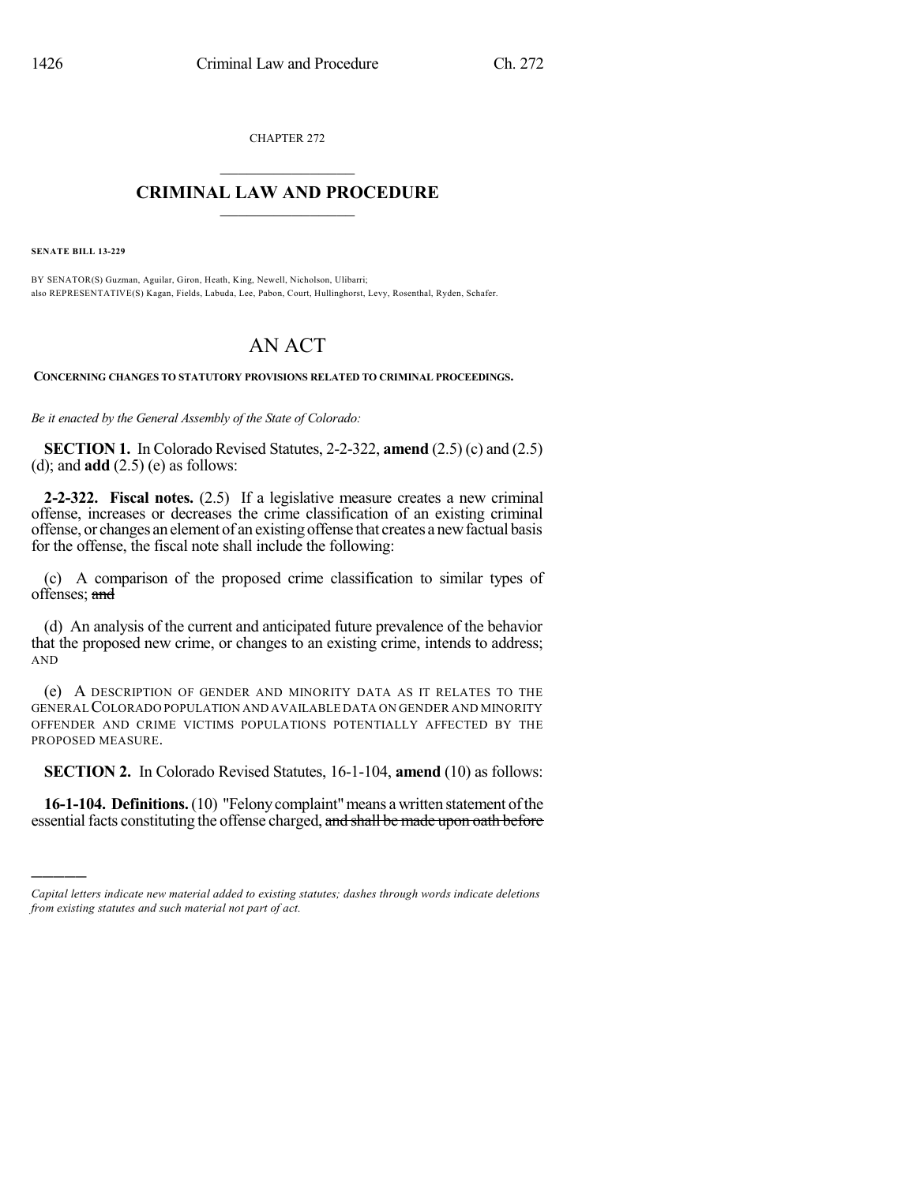CHAPTER 272

# CRIMINAL LAW AND PROCEDURE

**SENATE BILL 13-229**

BY SENATOR(S) Guzman, Aguilar, Giron, Heath, King, Newell, Nicholson, Ulibarri;
also REPRESENTATIVE(S) Kagan, Fields, Labuda, Lee, Pabon, Court, Hullinghorst, Levy, Rosenthal, Ryden, Schafer.

# AN ACT

**CONCERNING CHANGES TO STATUTORY PROVISIONS RELATED TO CRIMINAL PROCEEDINGS.**

*Be it enacted by the General Assembly of the State of Colorado:*

**SECTION 1.** In Colorado Revised Statutes, 2-2-322, **amend** (2.5) (c) and (2.5) (d); and **add** (2.5) (e) as follows:

**2-2-322. Fiscal notes.** (2.5) If a legislative measure creates a new criminal offense, increases or decreases the crime classification of an existing criminal offense, or changes an element of an existing offense that creates a new factual basis for the offense, the fiscal note shall include the following:

(c) A comparison of the proposed crime classification to similar types of offenses; ~~and~~

(d) An analysis of the current and anticipated future prevalence of the behavior that the proposed new crime, or changes to an existing crime, intends to address; AND

(e) A DESCRIPTION OF GENDER AND MINORITY DATA AS IT RELATES TO THE GENERAL COLORADO POPULATION AND AVAILABLE DATA ON GENDER AND MINORITY OFFENDER AND CRIME VICTIMS POPULATIONS POTENTIALLY AFFECTED BY THE PROPOSED MEASURE.

**SECTION 2.** In Colorado Revised Statutes, 16-1-104, **amend** (10) as follows:

**16-1-104. Definitions.** (10) "Felony complaint" means a written statement of the essential facts constituting the offense charged, ~~and shall be made upon oath before~~

---

*Capital letters indicate new material added to existing statutes; dashes through words indicate deletions from existing statutes and such material not part of act.*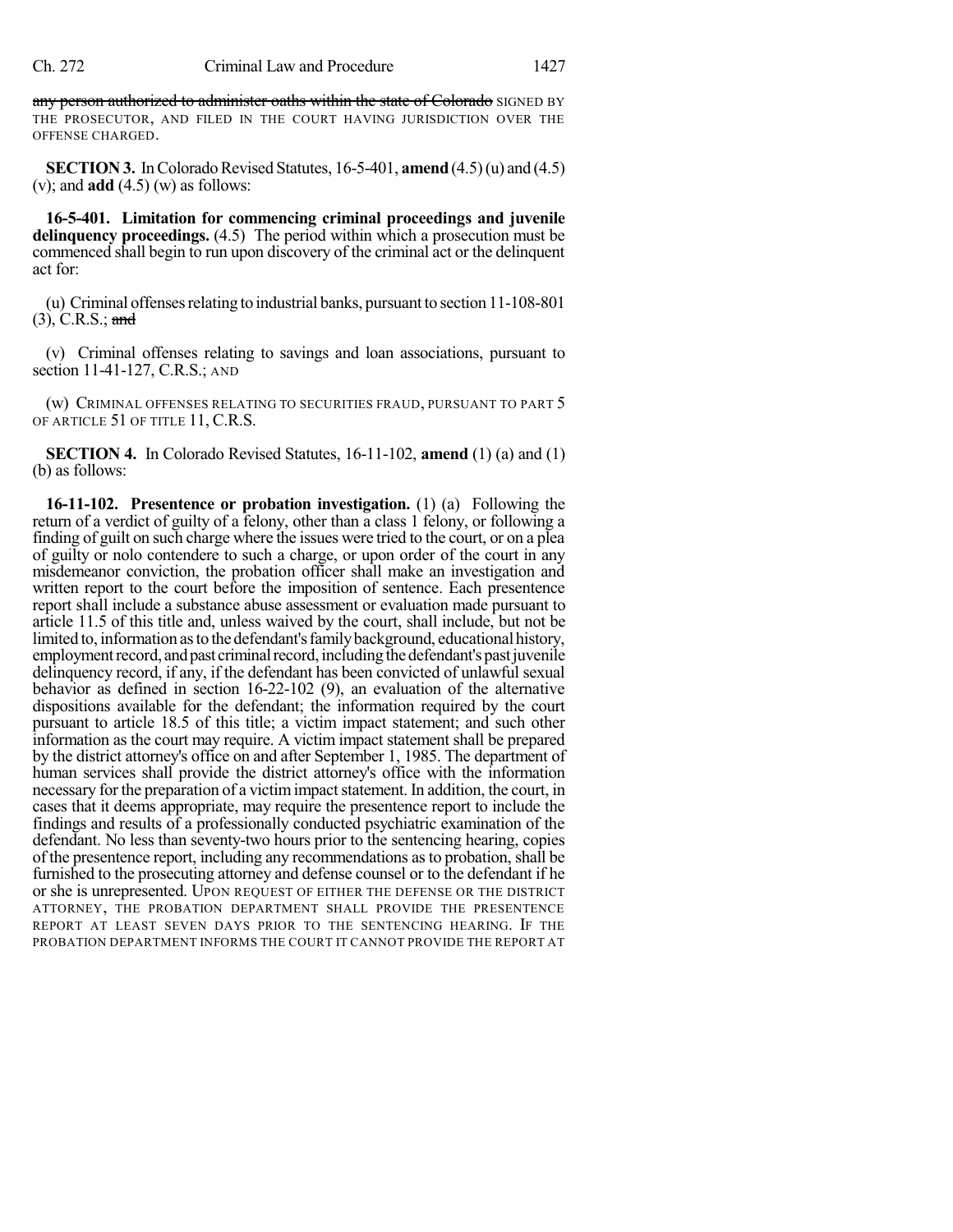~~any person authorized to administer oaths within the state of Colorado~~ SIGNED BY THE PROSECUTOR, AND FILED IN THE COURT HAVING JURISDICTION OVER THE OFFENSE CHARGED.

**SECTION 3.** In Colorado Revised Statutes, 16-5-401, **amend** (4.5) (u) and (4.5) (v); and **add** (4.5) (w) as follows:

**16-5-401. Limitation for commencing criminal proceedings and juvenile delinquency proceedings.** (4.5) The period within which a prosecution must be commenced shall begin to run upon discovery of the criminal act or the delinquent act for:

(u) Criminal offenses relating to industrial banks, pursuant to section 11-108-801 (3), C.R.S.; ~~and~~

(v) Criminal offenses relating to savings and loan associations, pursuant to section 11-41-127, C.R.S.; AND

(w) CRIMINAL OFFENSES RELATING TO SECURITIES FRAUD, PURSUANT TO PART 5 OF ARTICLE 51 OF TITLE 11, C.R.S.

**SECTION 4.** In Colorado Revised Statutes, 16-11-102, **amend** (1) (a) and (1) (b) as follows:

**16-11-102. Presentence or probation investigation.** (1) (a) Following the return of a verdict of guilty of a felony, other than a class 1 felony, or following a finding of guilt on such charge where the issues were tried to the court, or on a plea of guilty or nolo contendere to such a charge, or upon order of the court in any misdemeanor conviction, the probation officer shall make an investigation and written report to the court before the imposition of sentence. Each presentence report shall include a substance abuse assessment or evaluation made pursuant to article 11.5 of this title and, unless waived by the court, shall include, but not be limited to, information as to the defendant's family background, educational history, employment record, and past criminal record, including the defendant's past juvenile delinquency record, if any, if the defendant has been convicted of unlawful sexual behavior as defined in section 16-22-102 (9), an evaluation of the alternative dispositions available for the defendant; the information required by the court pursuant to article 18.5 of this title; a victim impact statement; and such other information as the court may require. A victim impact statement shall be prepared by the district attorney's office on and after September 1, 1985. The department of human services shall provide the district attorney's office with the information necessary for the preparation of a victim impact statement. In addition, the court, in cases that it deems appropriate, may require the presentence report to include the findings and results of a professionally conducted psychiatric examination of the defendant. No less than seventy-two hours prior to the sentencing hearing, copies of the presentence report, including any recommendations as to probation, shall be furnished to the prosecuting attorney and defense counsel or to the defendant if he or she is unrepresented. UPON REQUEST OF EITHER THE DEFENSE OR THE DISTRICT ATTORNEY, THE PROBATION DEPARTMENT SHALL PROVIDE THE PRESENTENCE REPORT AT LEAST SEVEN DAYS PRIOR TO THE SENTENCING HEARING. IF THE PROBATION DEPARTMENT INFORMS THE COURT IT CANNOT PROVIDE THE REPORT AT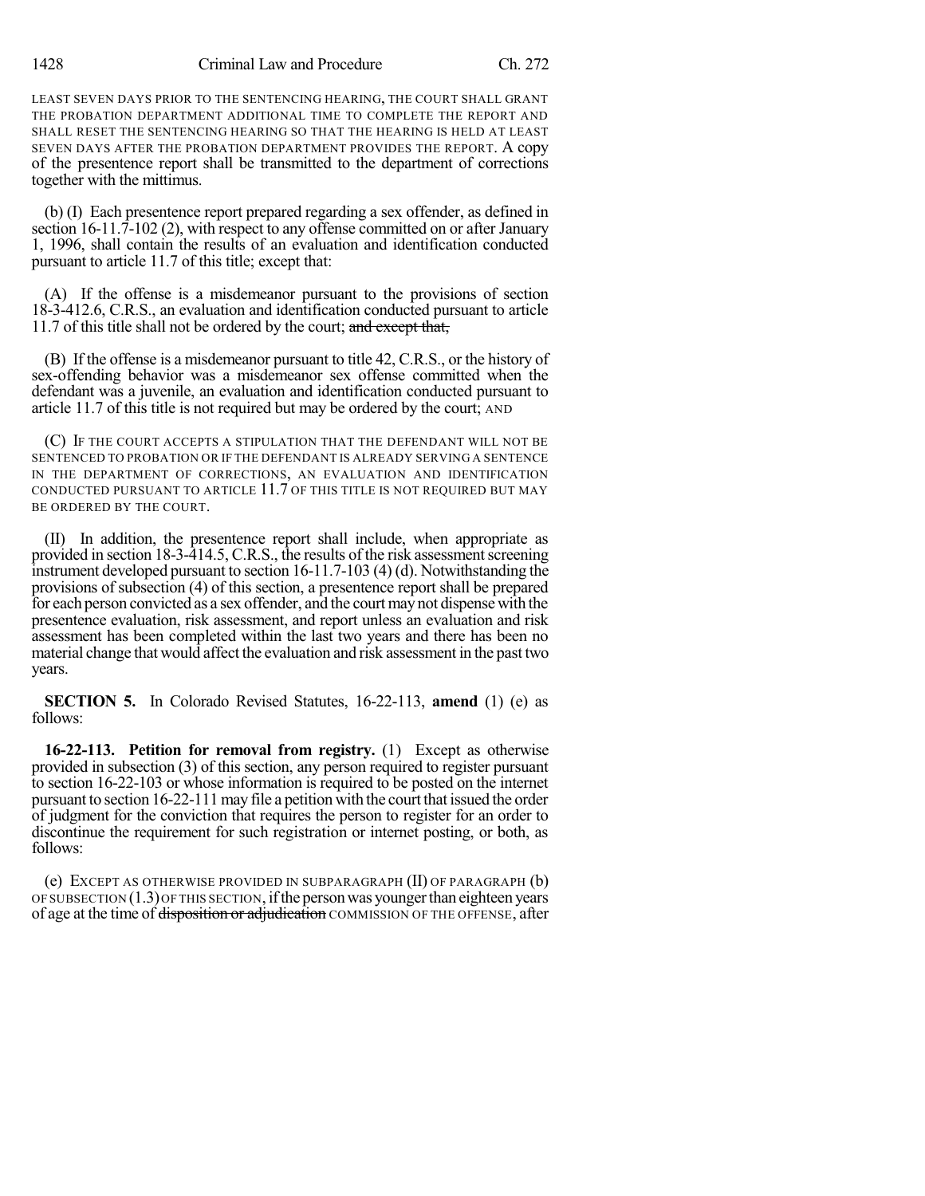LEAST SEVEN DAYS PRIOR TO THE SENTENCING HEARING, THE COURT SHALL GRANT THE PROBATION DEPARTMENT ADDITIONAL TIME TO COMPLETE THE REPORT AND SHALL RESET THE SENTENCING HEARING SO THAT THE HEARING IS HELD AT LEAST SEVEN DAYS AFTER THE PROBATION DEPARTMENT PROVIDES THE REPORT. A copy of the presentence report shall be transmitted to the department of corrections together with the mittimus.

(b) (I) Each presentence report prepared regarding a sex offender, as defined in section 16-11.7-102 (2), with respect to any offense committed on or after January 1, 1996, shall contain the results of an evaluation and identification conducted pursuant to article 11.7 of this title; except that:

(A) If the offense is a misdemeanor pursuant to the provisions of section 18-3-412.6, C.R.S., an evaluation and identification conducted pursuant to article 11.7 of this title shall not be ordered by the court; ~~and except that,~~

(B) If the offense is a misdemeanor pursuant to title 42, C.R.S., or the history of sex-offending behavior was a misdemeanor sex offense committed when the defendant was a juvenile, an evaluation and identification conducted pursuant to article 11.7 of this title is not required but may be ordered by the court; AND

(C) IF THE COURT ACCEPTS A STIPULATION THAT THE DEFENDANT WILL NOT BE SENTENCED TO PROBATION OR IF THE DEFENDANT IS ALREADY SERVING A SENTENCE IN THE DEPARTMENT OF CORRECTIONS, AN EVALUATION AND IDENTIFICATION CONDUCTED PURSUANT TO ARTICLE 11.7 OF THIS TITLE IS NOT REQUIRED BUT MAY BE ORDERED BY THE COURT.

(II) In addition, the presentence report shall include, when appropriate as provided in section 18-3-414.5, C.R.S., the results of the risk assessment screening instrument developed pursuant to section 16-11.7-103 (4) (d). Notwithstanding the provisions of subsection (4) of this section, a presentence report shall be prepared for each person convicted as a sex offender, and the court may not dispense with the presentence evaluation, risk assessment, and report unless an evaluation and risk assessment has been completed within the last two years and there has been no material change that would affect the evaluation and risk assessment in the past two years.

**SECTION 5.** In Colorado Revised Statutes, 16-22-113, **amend** (1) (e) as follows:

**16-22-113. Petition for removal from registry.** (1) Except as otherwise provided in subsection (3) of this section, any person required to register pursuant to section 16-22-103 or whose information is required to be posted on the internet pursuant to section 16-22-111 may file a petition with the court that issued the order of judgment for the conviction that requires the person to register for an order to discontinue the requirement for such registration or internet posting, or both, as follows:

(e) EXCEPT AS OTHERWISE PROVIDED IN SUBPARAGRAPH (II) OF PARAGRAPH (b) OF SUBSECTION (1.3) OF THIS SECTION, if the person was younger than eighteen years of age at the time of ~~disposition or adjudication~~ COMMISSION OF THE OFFENSE, after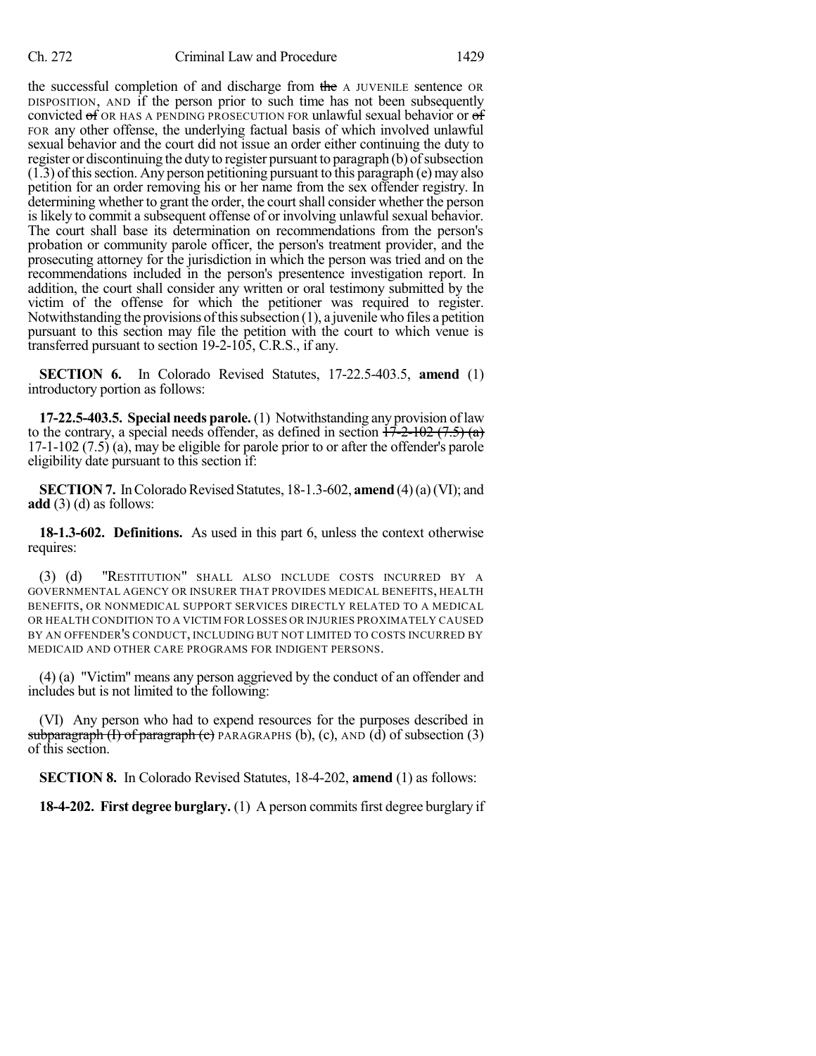the successful completion of and discharge from ~~the~~ A JUVENILE sentence OR DISPOSITION, AND if the person prior to such time has not been subsequently convicted ~~of~~ OR HAS A PENDING PROSECUTION FOR unlawful sexual behavior or ~~of~~ FOR any other offense, the underlying factual basis of which involved unlawful sexual behavior and the court did not issue an order either continuing the duty to register or discontinuing the duty to register pursuant to paragraph (b) of subsection (1.3) of this section. Any person petitioning pursuant to this paragraph (e) may also petition for an order removing his or her name from the sex offender registry. In determining whether to grant the order, the court shall consider whether the person is likely to commit a subsequent offense of or involving unlawful sexual behavior. The court shall base its determination on recommendations from the person's probation or community parole officer, the person's treatment provider, and the prosecuting attorney for the jurisdiction in which the person was tried and on the recommendations included in the person's presentence investigation report. In addition, the court shall consider any written or oral testimony submitted by the victim of the offense for which the petitioner was required to register. Notwithstanding the provisions of this subsection (1), a juvenile who files a petition pursuant to this section may file the petition with the court to which venue is transferred pursuant to section 19-2-105, C.R.S., if any.

**SECTION 6.** In Colorado Revised Statutes, 17-22.5-403.5, **amend** (1) introductory portion as follows:

**17-22.5-403.5. Special needs parole.** (1) Notwithstanding any provision of law to the contrary, a special needs offender, as defined in section ~~17-2-102 (7.5) (a)~~ 17-1-102 (7.5) (a), may be eligible for parole prior to or after the offender's parole eligibility date pursuant to this section if:

**SECTION 7.** In Colorado Revised Statutes, 18-1.3-602, **amend** (4) (a) (VI); and **add** (3) (d) as follows:

**18-1.3-602. Definitions.** As used in this part 6, unless the context otherwise requires:

(3) (d) "RESTITUTION" SHALL ALSO INCLUDE COSTS INCURRED BY A GOVERNMENTAL AGENCY OR INSURER THAT PROVIDES MEDICAL BENEFITS, HEALTH BENEFITS, OR NONMEDICAL SUPPORT SERVICES DIRECTLY RELATED TO A MEDICAL OR HEALTH CONDITION TO A VICTIM FOR LOSSES OR INJURIES PROXIMATELY CAUSED BY AN OFFENDER'S CONDUCT, INCLUDING BUT NOT LIMITED TO COSTS INCURRED BY MEDICAID AND OTHER CARE PROGRAMS FOR INDIGENT PERSONS.

(4) (a) "Victim" means any person aggrieved by the conduct of an offender and includes but is not limited to the following:

(VI) Any person who had to expend resources for the purposes described in ~~subparagraph (I) of paragraph (c)~~ PARAGRAPHS (b), (c), AND (d) of subsection (3) of this section.

**SECTION 8.** In Colorado Revised Statutes, 18-4-202, **amend** (1) as follows:

**18-4-202. First degree burglary.** (1) A person commits first degree burglary if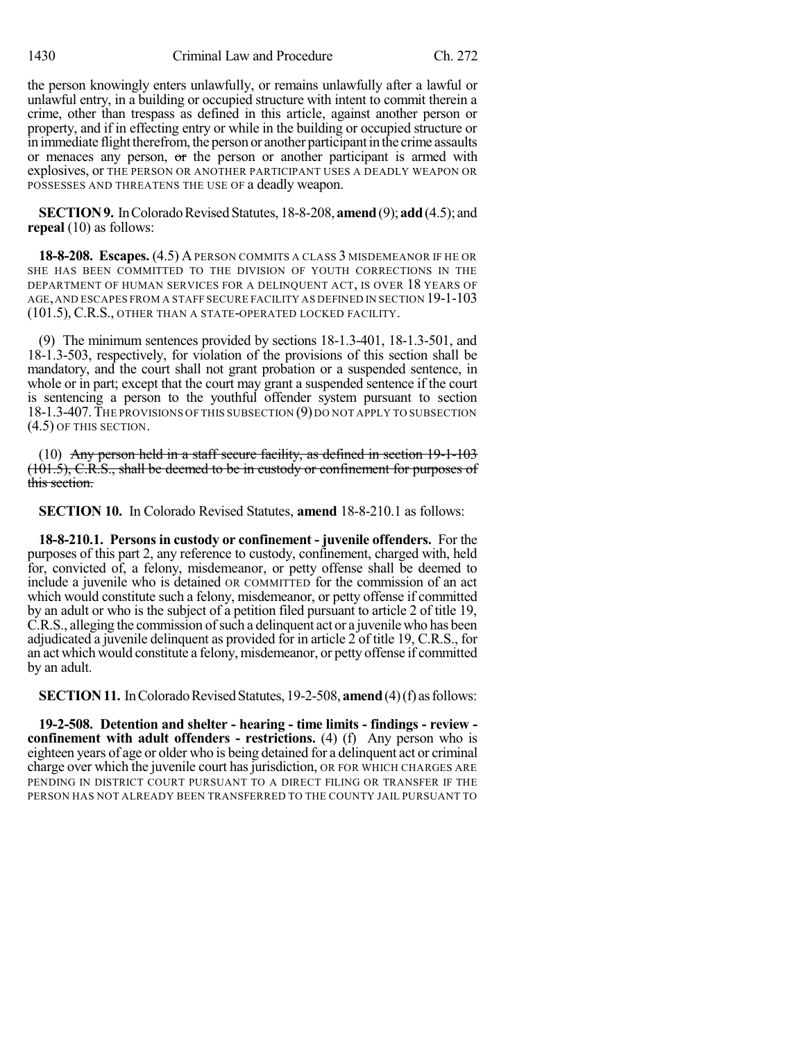the person knowingly enters unlawfully, or remains unlawfully after a lawful or unlawful entry, in a building or occupied structure with intent to commit therein a crime, other than trespass as defined in this article, against another person or property, and if in effecting entry or while in the building or occupied structure or in immediate flight therefrom, the person or another participant in the crime assaults or menaces any person, ~~or~~ the person or another participant is armed with explosives, or THE PERSON OR ANOTHER PARTICIPANT USES A DEADLY WEAPON OR POSSESSES AND THREATENS THE USE OF a deadly weapon.

**SECTION 9.** In Colorado Revised Statutes, 18-8-208, **amend** (9); **add** (4.5); and **repeal** (10) as follows:

**18-8-208. Escapes.** (4.5) A PERSON COMMITS A CLASS 3 MISDEMEANOR IF HE OR SHE HAS BEEN COMMITTED TO THE DIVISION OF YOUTH CORRECTIONS IN THE DEPARTMENT OF HUMAN SERVICES FOR A DELINQUENT ACT, IS OVER 18 YEARS OF AGE, AND ESCAPES FROM A STAFF SECURE FACILITY AS DEFINED IN SECTION 19-1-103 (101.5), C.R.S., OTHER THAN A STATE-OPERATED LOCKED FACILITY.

(9) The minimum sentences provided by sections 18-1.3-401, 18-1.3-501, and 18-1.3-503, respectively, for violation of the provisions of this section shall be mandatory, and the court shall not grant probation or a suspended sentence, in whole or in part; except that the court may grant a suspended sentence if the court is sentencing a person to the youthful offender system pursuant to section 18-1.3-407. THE PROVISIONS OF THIS SUBSECTION (9) DO NOT APPLY TO SUBSECTION (4.5) OF THIS SECTION.

(10) ~~Any person held in a staff secure facility, as defined in section 19-1-103 (101.5), C.R.S., shall be deemed to be in custody or confinement for purposes of this section.~~

**SECTION 10.** In Colorado Revised Statutes, **amend** 18-8-210.1 as follows:

**18-8-210.1. Persons in custody or confinement - juvenile offenders.** For the purposes of this part 2, any reference to custody, confinement, charged with, held for, convicted of, a felony, misdemeanor, or petty offense shall be deemed to include a juvenile who is detained OR COMMITTED for the commission of an act which would constitute such a felony, misdemeanor, or petty offense if committed by an adult or who is the subject of a petition filed pursuant to article 2 of title 19, C.R.S., alleging the commission of such a delinquent act or a juvenile who has been adjudicated a juvenile delinquent as provided for in article 2 of title 19, C.R.S., for an act which would constitute a felony, misdemeanor, or petty offense if committed by an adult.

**SECTION 11.** In Colorado Revised Statutes, 19-2-508, **amend** (4) (f) as follows:

**19-2-508. Detention and shelter - hearing - time limits - findings - review - confinement with adult offenders - restrictions.** (4) (f) Any person who is eighteen years of age or older who is being detained for a delinquent act or criminal charge over which the juvenile court has jurisdiction, OR FOR WHICH CHARGES ARE PENDING IN DISTRICT COURT PURSUANT TO A DIRECT FILING OR TRANSFER IF THE PERSON HAS NOT ALREADY BEEN TRANSFERRED TO THE COUNTY JAIL PURSUANT TO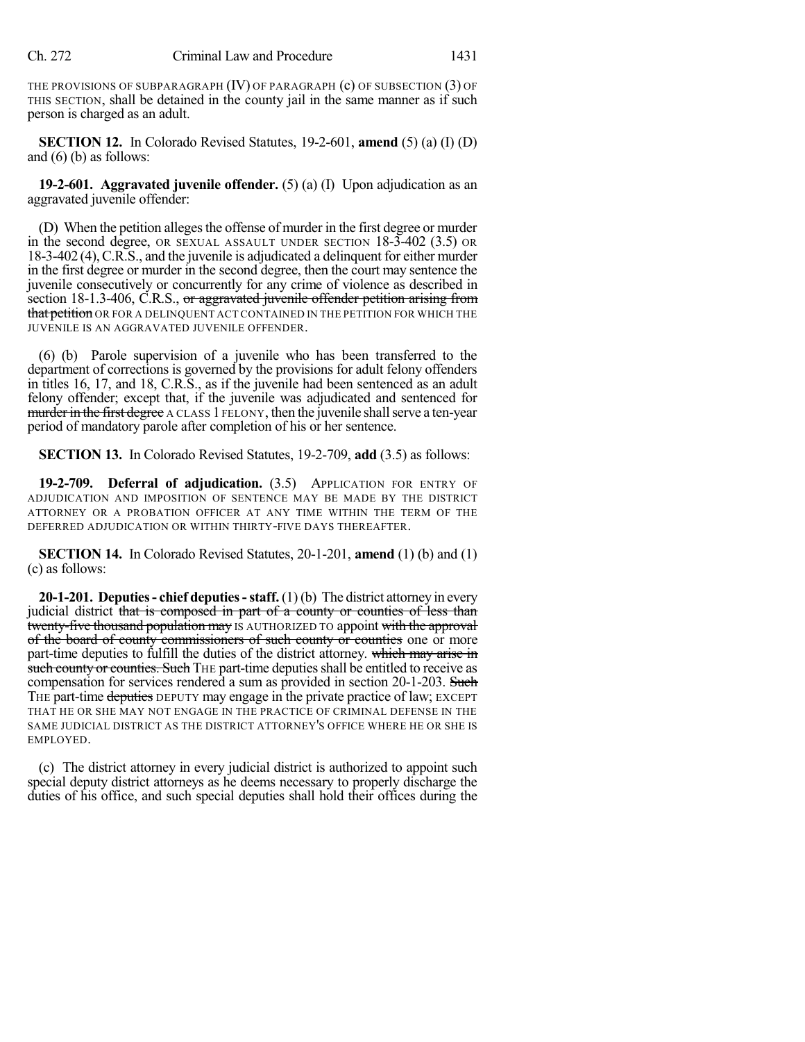THE PROVISIONS OF SUBPARAGRAPH (IV) OF PARAGRAPH (c) OF SUBSECTION (3) OF THIS SECTION, shall be detained in the county jail in the same manner as if such person is charged as an adult.

**SECTION 12.** In Colorado Revised Statutes, 19-2-601, **amend** (5) (a) (I) (D) and (6) (b) as follows:

**19-2-601. Aggravated juvenile offender.** (5) (a) (I) Upon adjudication as an aggravated juvenile offender:

(D) When the petition alleges the offense of murder in the first degree or murder in the second degree, OR SEXUAL ASSAULT UNDER SECTION 18-3-402 (3.5) OR 18-3-402 (4), C.R.S., and the juvenile is adjudicated a delinquent for either murder in the first degree or murder in the second degree, then the court may sentence the juvenile consecutively or concurrently for any crime of violence as described in section 18-1.3-406, C.R.S., ~~or aggravated juvenile offender petition arising from that petition~~ OR FOR A DELINQUENT ACT CONTAINED IN THE PETITION FOR WHICH THE JUVENILE IS AN AGGRAVATED JUVENILE OFFENDER.

(6) (b) Parole supervision of a juvenile who has been transferred to the department of corrections is governed by the provisions for adult felony offenders in titles 16, 17, and 18, C.R.S., as if the juvenile had been sentenced as an adult felony offender; except that, if the juvenile was adjudicated and sentenced for ~~murder in the first degree~~ A CLASS 1 FELONY, then the juvenile shall serve a ten-year period of mandatory parole after completion of his or her sentence.

**SECTION 13.** In Colorado Revised Statutes, 19-2-709, **add** (3.5) as follows:

**19-2-709. Deferral of adjudication.** (3.5) APPLICATION FOR ENTRY OF ADJUDICATION AND IMPOSITION OF SENTENCE MAY BE MADE BY THE DISTRICT ATTORNEY OR A PROBATION OFFICER AT ANY TIME WITHIN THE TERM OF THE DEFERRED ADJUDICATION OR WITHIN THIRTY-FIVE DAYS THEREAFTER.

**SECTION 14.** In Colorado Revised Statutes, 20-1-201, **amend** (1) (b) and (1) (c) as follows:

**20-1-201. Deputies - chief deputies - staff.** (1) (b) The district attorney in every judicial district ~~that is composed in part of a county or counties of less than twenty-five thousand population may~~ IS AUTHORIZED TO appoint ~~with the approval of the board of county commissioners of such county or counties~~ one or more part-time deputies to fulfill the duties of the district attorney. ~~which may arise in such county or counties. Such~~ THE part-time deputies shall be entitled to receive as compensation for services rendered a sum as provided in section 20-1-203. ~~Such~~ THE part-time ~~deputies~~ DEPUTY may engage in the private practice of law; EXCEPT THAT HE OR SHE MAY NOT ENGAGE IN THE PRACTICE OF CRIMINAL DEFENSE IN THE SAME JUDICIAL DISTRICT AS THE DISTRICT ATTORNEY'S OFFICE WHERE HE OR SHE IS EMPLOYED.

(c) The district attorney in every judicial district is authorized to appoint such special deputy district attorneys as he deems necessary to properly discharge the duties of his office, and such special deputies shall hold their offices during the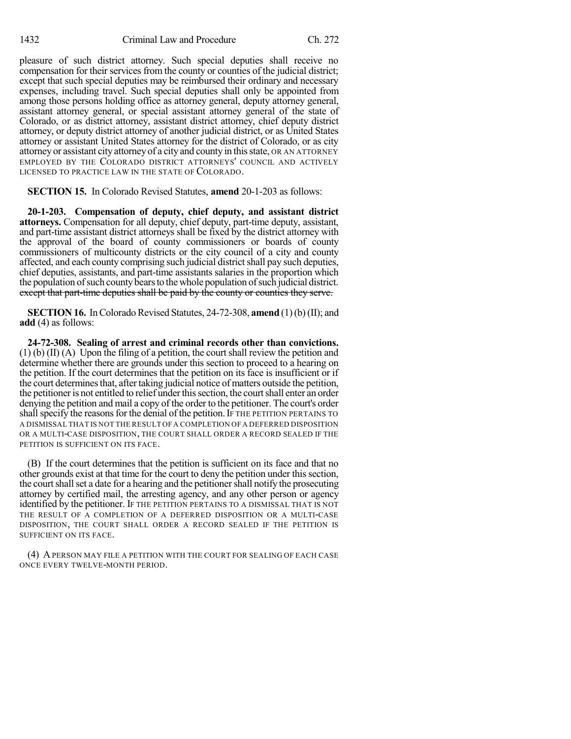pleasure of such district attorney. Such special deputies shall receive no compensation for their services from the county or counties of the judicial district; except that such special deputies may be reimbursed their ordinary and necessary expenses, including travel. Such special deputies shall only be appointed from among those persons holding office as attorney general, deputy attorney general, assistant attorney general, or special assistant attorney general of the state of Colorado, or as district attorney, assistant district attorney, chief deputy district attorney, or deputy district attorney of another judicial district, or as United States attorney or assistant United States attorney for the district of Colorado, or as city attorney or assistant city attorney of a city and county in this state, OR AN ATTORNEY EMPLOYED BY THE COLORADO DISTRICT ATTORNEYS' COUNCIL AND ACTIVELY LICENSED TO PRACTICE LAW IN THE STATE OF COLORADO.

**SECTION 15.** In Colorado Revised Statutes, **amend** 20-1-203 as follows:

**20-1-203. Compensation of deputy, chief deputy, and assistant district attorneys.** Compensation for all deputy, chief deputy, part-time deputy, assistant, and part-time assistant district attorneys shall be fixed by the district attorney with the approval of the board of county commissioners or boards of county commissioners of multicounty districts or the city council of a city and county affected, and each county comprising such judicial district shall pay such deputies, chief deputies, assistants, and part-time assistants salaries in the proportion which the population of such county bears to the whole population of such judicial district. ~~except that part-time deputies shall be paid by the county or counties they serve.~~

**SECTION 16.** In Colorado Revised Statutes, 24-72-308, **amend** (1) (b) (II); and **add** (4) as follows:

**24-72-308. Sealing of arrest and criminal records other than convictions.** (1) (b) (II) (A) Upon the filing of a petition, the court shall review the petition and determine whether there are grounds under this section to proceed to a hearing on the petition. If the court determines that the petition on its face is insufficient or if the court determines that, after taking judicial notice of matters outside the petition, the petitioner is not entitled to relief under this section, the court shall enter an order denying the petition and mail a copy of the order to the petitioner. The court's order shall specify the reasons for the denial of the petition. IF THE PETITION PERTAINS TO A DISMISSAL THAT IS NOT THE RESULT OF A COMPLETION OF A DEFERRED DISPOSITION OR A MULTI-CASE DISPOSITION, THE COURT SHALL ORDER A RECORD SEALED IF THE PETITION IS SUFFICIENT ON ITS FACE.

(B) If the court determines that the petition is sufficient on its face and that no other grounds exist at that time for the court to deny the petition under this section, the court shall set a date for a hearing and the petitioner shall notify the prosecuting attorney by certified mail, the arresting agency, and any other person or agency identified by the petitioner. IF THE PETITION PERTAINS TO A DISMISSAL THAT IS NOT THE RESULT OF A COMPLETION OF A DEFERRED DISPOSITION OR A MULTI-CASE DISPOSITION, THE COURT SHALL ORDER A RECORD SEALED IF THE PETITION IS SUFFICIENT ON ITS FACE.

(4) A PERSON MAY FILE A PETITION WITH THE COURT FOR SEALING OF EACH CASE ONCE EVERY TWELVE-MONTH PERIOD.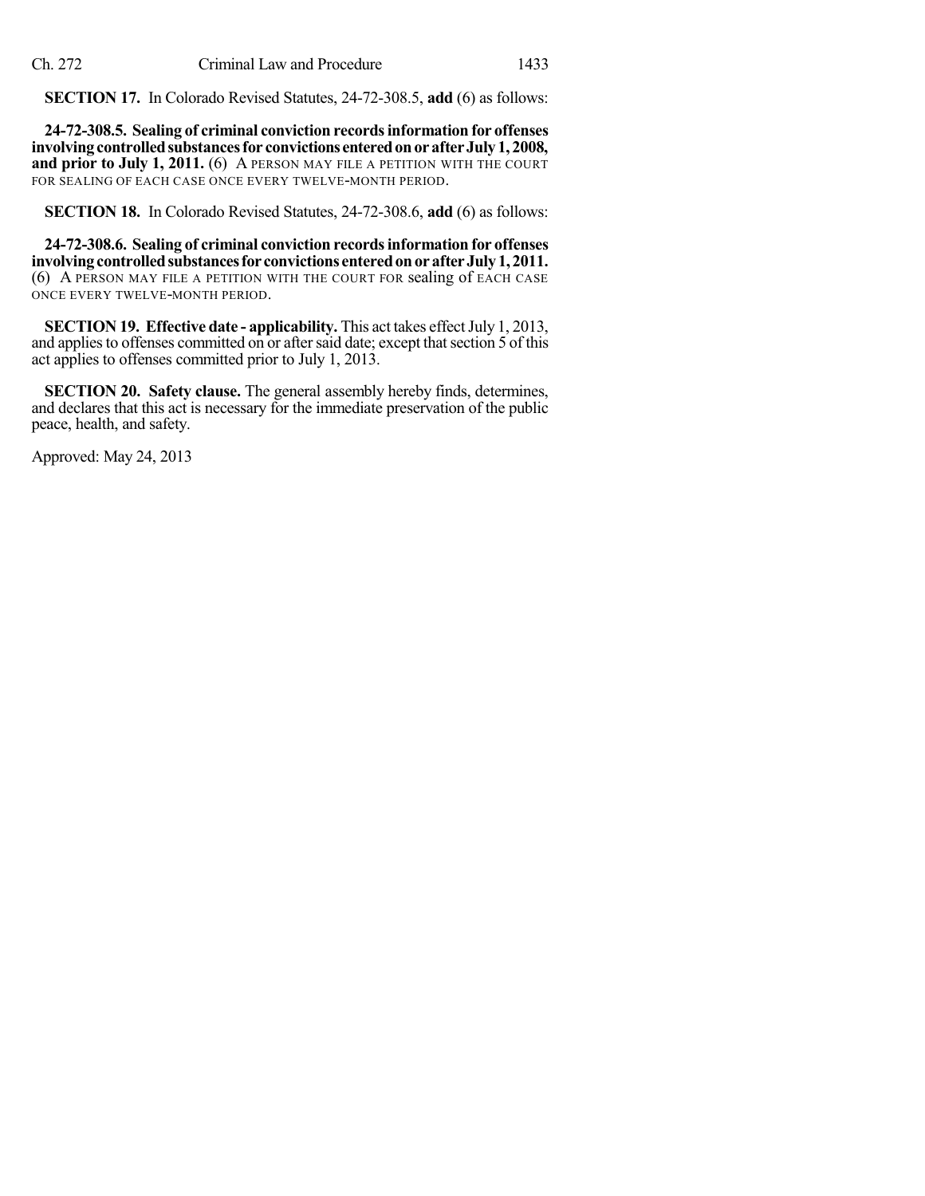**SECTION 17.** In Colorado Revised Statutes, 24-72-308.5, **add** (6) as follows:

**24-72-308.5. Sealing of criminal conviction records information for offenses involving controlled substances for convictions entered on or after July 1, 2008, and prior to July 1, 2011.** (6) A PERSON MAY FILE A PETITION WITH THE COURT FOR SEALING OF EACH CASE ONCE EVERY TWELVE-MONTH PERIOD.

**SECTION 18.** In Colorado Revised Statutes, 24-72-308.6, **add** (6) as follows:

**24-72-308.6. Sealing of criminal conviction records information for offenses involving controlled substances for convictions entered on or after July 1, 2011.** (6) A PERSON MAY FILE A PETITION WITH THE COURT FOR sealing of EACH CASE ONCE EVERY TWELVE-MONTH PERIOD.

**SECTION 19. Effective date - applicability.** This act takes effect July 1, 2013, and applies to offenses committed on or after said date; except that section 5 of this act applies to offenses committed prior to July 1, 2013.

**SECTION 20. Safety clause.** The general assembly hereby finds, determines, and declares that this act is necessary for the immediate preservation of the public peace, health, and safety.

Approved: May 24, 2013